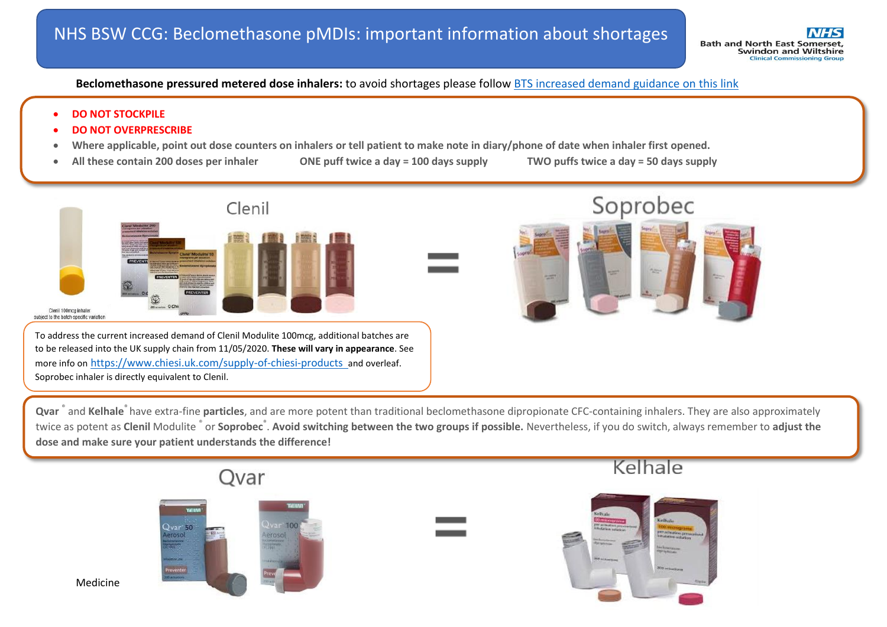# NHS BSW CCG: Beclomethasone pMDIs: important information about shortages

NHS Bath and North East Somerset, Swindon and Wiltshire Clinical Commissioning Group

**Beclomethasone pressured metered dose inhalers:** to avoid shortages please follow BTS increased demand guidance on this link

- **DO NOT STOCKPILE**
- **DO NOT OVERPRESCRIBE**
- **Where applicable, point out dose counters on inhalers or tell patient to make note in diary/phone of date when inhaler first opened.**
- **All these contain 200 doses per inhaler** **ONE puff twice a day = 100 days supply** **TWO puffs twice a day = 50 days supply**

Clenil = Soprobec

Clenil 100mcg inhaler subject to the batch-specific variation

To address the current increased demand of Clenil Modulite 100mcg, additional batches are to be released into the UK supply chain from 11/05/2020. **These will vary in appearance**. See more info on https://www.chiesi.uk.com/supply-of-chiesi-products and overleaf. Soprobec inhaler is directly equivalent to Clenil.

**Qvar**® and **Kelhale**® have extra-fine **particles**, and are more potent than traditional beclomethasone dipropionate CFC-containing inhalers. They are also approximately twice as potent as **Clenil** Modulite ® or **Soprobec**®. **Avoid switching between the two groups if possible.** Nevertheless, if you do switch, always remember to **adjust the dose and make sure your patient understands the difference!**

Qvar = Kelhale

Medicine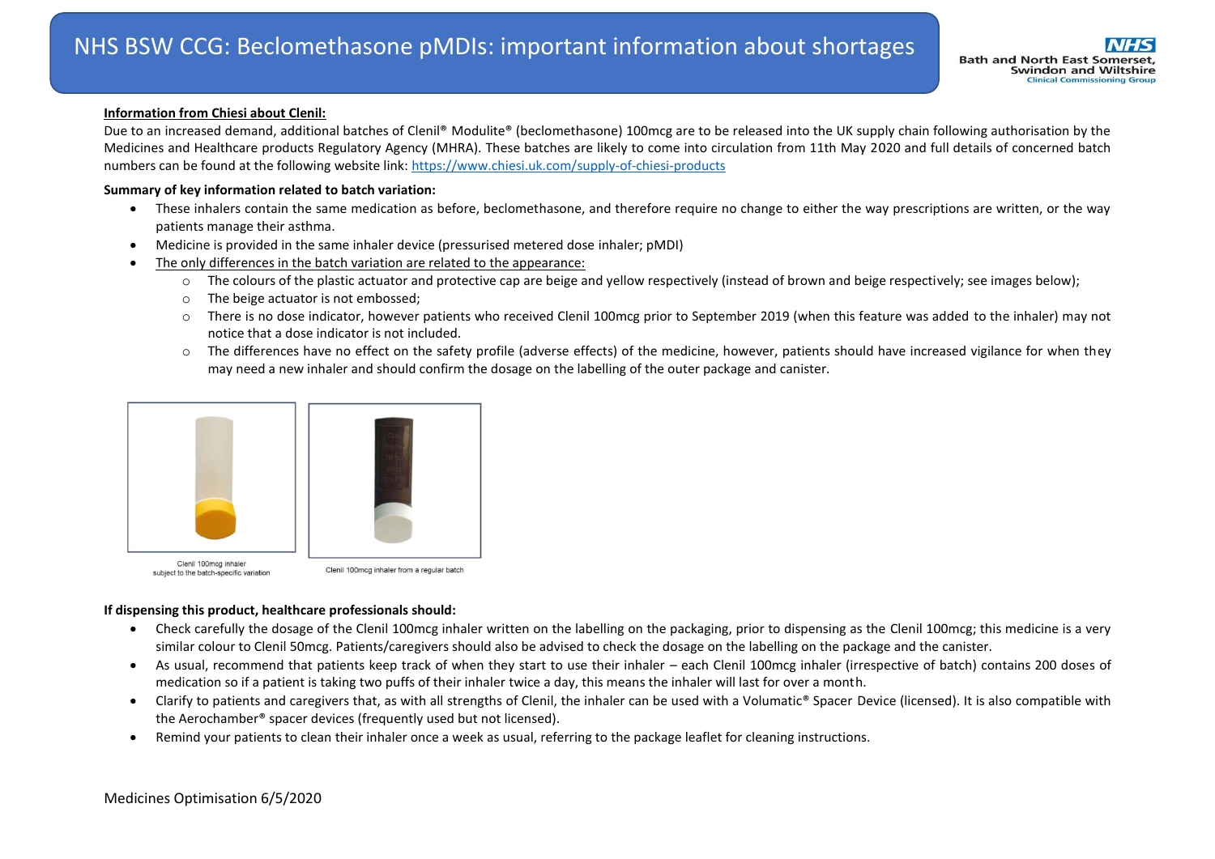# NHS BSW CCG: Beclomethasone pMDIs: important information about shortages

**Information from Chiesi about Clenil:**

Due to an increased demand, additional batches of Clenil® Modulite® (beclomethasone) 100mcg are to be released into the UK supply chain following authorisation by the Medicines and Healthcare products Regulatory Agency (MHRA). These batches are likely to come into circulation from 11th May 2020 and full details of concerned batch numbers can be found at the following website link: https://www.chiesi.uk.com/supply-of-chiesi-products

**Summary of key information related to batch variation:**

- These inhalers contain the same medication as before, beclomethasone, and therefore require no change to either the way prescriptions are written, or the way patients manage their asthma.
- Medicine is provided in the same inhaler device (pressurised metered dose inhaler; pMDI)
- The only differences in the batch variation are related to the appearance:
  - The colours of the plastic actuator and protective cap are beige and yellow respectively (instead of brown and beige respectively; see images below);
  - The beige actuator is not embossed;
  - There is no dose indicator, however patients who received Clenil 100mcg prior to September 2019 (when this feature was added to the inhaler) may not notice that a dose indicator is not included.
  - The differences have no effect on the safety profile (adverse effects) of the medicine, however, patients should have increased vigilance for when they may need a new inhaler and should confirm the dosage on the labelling of the outer package and canister.

Clenil 100mcg inhaler subject to the batch-specific variation

Clenil 100mcg inhaler from a regular batch

**If dispensing this product, healthcare professionals should:**

- Check carefully the dosage of the Clenil 100mcg inhaler written on the labelling on the packaging, prior to dispensing as the Clenil 100mcg; this medicine is a very similar colour to Clenil 50mcg. Patients/caregivers should also be advised to check the dosage on the labelling on the package and the canister.
- As usual, recommend that patients keep track of when they start to use their inhaler – each Clenil 100mcg inhaler (irrespective of batch) contains 200 doses of medication so if a patient is taking two puffs of their inhaler twice a day, this means the inhaler will last for over a month.
- Clarify to patients and caregivers that, as with all strengths of Clenil, the inhaler can be used with a Volumatic® Spacer Device (licensed). It is also compatible with the Aerochamber® spacer devices (frequently used but not licensed).
- Remind your patients to clean their inhaler once a week as usual, referring to the package leaflet for cleaning instructions.

Medicines Optimisation 6/5/2020